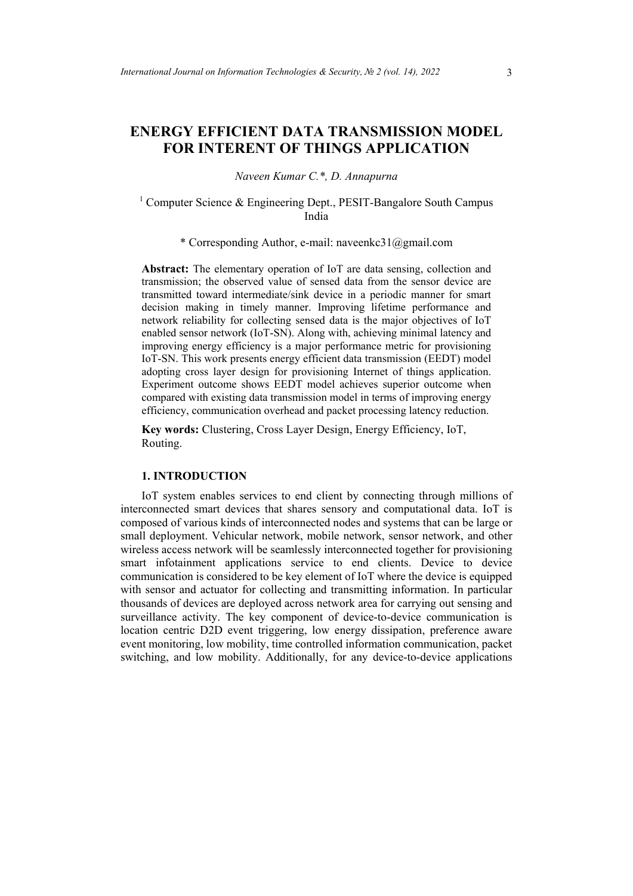# ENERGY EFFICIENT DATA TRANSMISSION MODEL FOR INTERENT OF THINGS APPLICATION

*Naveen Kumar C.\*, D. Annapurna*

[1] Computer Science & Engineering Dept., PESIT-Bangalore South Campus India

\* Corresponding Author, e-mail: naveenkc31@gmail.com

**Abstract:** The elementary operation of IoT are data sensing, collection and transmission; the observed value of sensed data from the sensor device are transmitted toward intermediate/sink device in a periodic manner for smart decision making in timely manner. Improving lifetime performance and network reliability for collecting sensed data is the major objectives of IoT enabled sensor network (IoT-SN). Along with, achieving minimal latency and improving energy efficiency is a major performance metric for provisioning IoT-SN. This work presents energy efficient data transmission (EEDT) model adopting cross layer design for provisioning Internet of things application. Experiment outcome shows EEDT model achieves superior outcome when compared with existing data transmission model in terms of improving energy efficiency, communication overhead and packet processing latency reduction.

**Key words:** Clustering, Cross Layer Design, Energy Efficiency, IoT, Routing.

## 1. INTRODUCTION

IoT system enables services to end client by connecting through millions of interconnected smart devices that shares sensory and computational data. IoT is composed of various kinds of interconnected nodes and systems that can be large or small deployment. Vehicular network, mobile network, sensor network, and other wireless access network will be seamlessly interconnected together for provisioning smart infotainment applications service to end clients. Device to device communication is considered to be key element of IoT where the device is equipped with sensor and actuator for collecting and transmitting information. In particular thousands of devices are deployed across network area for carrying out sensing and surveillance activity. The key component of device-to-device communication is location centric D2D event triggering, low energy dissipation, preference aware event monitoring, low mobility, time controlled information communication, packet switching, and low mobility. Additionally, for any device-to-device applications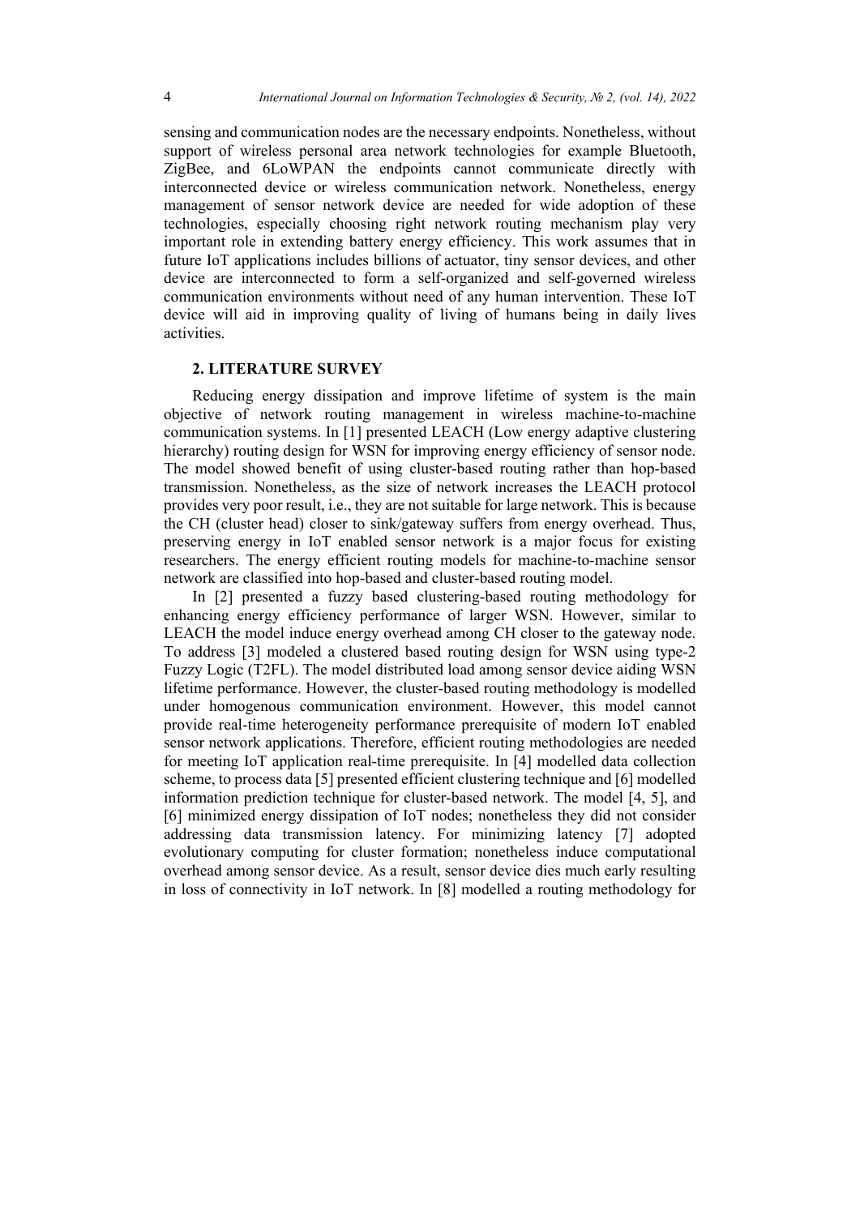sensing and communication nodes are the necessary endpoints. Nonetheless, without support of wireless personal area network technologies for example Bluetooth, ZigBee, and 6LoWPAN the endpoints cannot communicate directly with interconnected device or wireless communication network. Nonetheless, energy management of sensor network device are needed for wide adoption of these technologies, especially choosing right network routing mechanism play very important role in extending battery energy efficiency. This work assumes that in future IoT applications includes billions of actuator, tiny sensor devices, and other device are interconnected to form a self-organized and self-governed wireless communication environments without need of any human intervention. These IoT device will aid in improving quality of living of humans being in daily lives activities.

## 2. LITERATURE SURVEY

Reducing energy dissipation and improve lifetime of system is the main objective of network routing management in wireless machine-to-machine communication systems. In [1] presented LEACH (Low energy adaptive clustering hierarchy) routing design for WSN for improving energy efficiency of sensor node. The model showed benefit of using cluster-based routing rather than hop-based transmission. Nonetheless, as the size of network increases the LEACH protocol provides very poor result, i.e., they are not suitable for large network. This is because the CH (cluster head) closer to sink/gateway suffers from energy overhead. Thus, preserving energy in IoT enabled sensor network is a major focus for existing researchers. The energy efficient routing models for machine-to-machine sensor network are classified into hop-based and cluster-based routing model.

In [2] presented a fuzzy based clustering-based routing methodology for enhancing energy efficiency performance of larger WSN. However, similar to LEACH the model induce energy overhead among CH closer to the gateway node. To address [3] modeled a clustered based routing design for WSN using type-2 Fuzzy Logic (T2FL). The model distributed load among sensor device aiding WSN lifetime performance. However, the cluster-based routing methodology is modelled under homogenous communication environment. However, this model cannot provide real-time heterogeneity performance prerequisite of modern IoT enabled sensor network applications. Therefore, efficient routing methodologies are needed for meeting IoT application real-time prerequisite. In [4] modelled data collection scheme, to process data [5] presented efficient clustering technique and [6] modelled information prediction technique for cluster-based network. The model [4, 5], and [6] minimized energy dissipation of IoT nodes; nonetheless they did not consider addressing data transmission latency. For minimizing latency [7] adopted evolutionary computing for cluster formation; nonetheless induce computational overhead among sensor device. As a result, sensor device dies much early resulting in loss of connectivity in IoT network. In [8] modelled a routing methodology for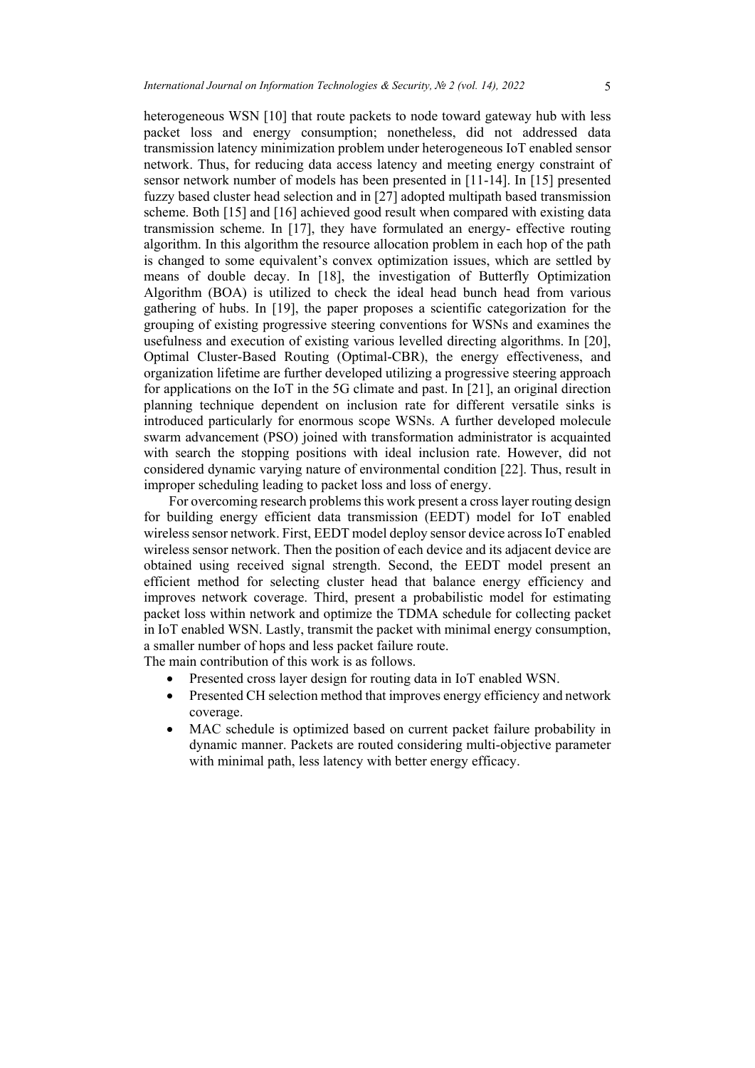heterogeneous WSN [10] that route packets to node toward gateway hub with less packet loss and energy consumption; nonetheless, did not addressed data transmission latency minimization problem under heterogeneous IoT enabled sensor network. Thus, for reducing data access latency and meeting energy constraint of sensor network number of models has been presented in [11-14]. In [15] presented fuzzy based cluster head selection and in [27] adopted multipath based transmission scheme. Both [15] and [16] achieved good result when compared with existing data transmission scheme. In [17], they have formulated an energy- effective routing algorithm. In this algorithm the resource allocation problem in each hop of the path is changed to some equivalent's convex optimization issues, which are settled by means of double decay. In [18], the investigation of Butterfly Optimization Algorithm (BOA) is utilized to check the ideal head bunch head from various gathering of hubs. In [19], the paper proposes a scientific categorization for the grouping of existing progressive steering conventions for WSNs and examines the usefulness and execution of existing various levelled directing algorithms. In [20], Optimal Cluster-Based Routing (Optimal-CBR), the energy effectiveness, and organization lifetime are further developed utilizing a progressive steering approach for applications on the IoT in the 5G climate and past. In [21], an original direction planning technique dependent on inclusion rate for different versatile sinks is introduced particularly for enormous scope WSNs. A further developed molecule swarm advancement (PSO) joined with transformation administrator is acquainted with search the stopping positions with ideal inclusion rate. However, did not considered dynamic varying nature of environmental condition [22]. Thus, result in improper scheduling leading to packet loss and loss of energy.

For overcoming research problems this work present a cross layer routing design for building energy efficient data transmission (EEDT) model for IoT enabled wireless sensor network. First, EEDT model deploy sensor device across IoT enabled wireless sensor network. Then the position of each device and its adjacent device are obtained using received signal strength. Second, the EEDT model present an efficient method for selecting cluster head that balance energy efficiency and improves network coverage. Third, present a probabilistic model for estimating packet loss within network and optimize the TDMA schedule for collecting packet in IoT enabled WSN. Lastly, transmit the packet with minimal energy consumption, a smaller number of hops and less packet failure route.

The main contribution of this work is as follows.

- Presented cross layer design for routing data in IoT enabled WSN.
- Presented CH selection method that improves energy efficiency and network coverage.
- MAC schedule is optimized based on current packet failure probability in dynamic manner. Packets are routed considering multi-objective parameter with minimal path, less latency with better energy efficacy.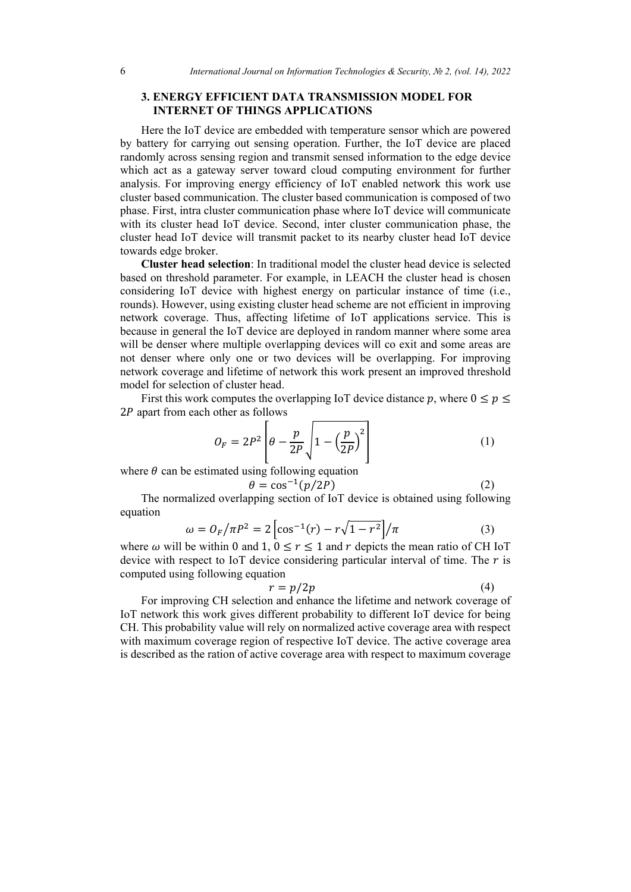## 3. ENERGY EFFICIENT DATA TRANSMISSION MODEL FOR INTERNET OF THINGS APPLICATIONS

Here the IoT device are embedded with temperature sensor which are powered by battery for carrying out sensing operation. Further, the IoT device are placed randomly across sensing region and transmit sensed information to the edge device which act as a gateway server toward cloud computing environment for further analysis. For improving energy efficiency of IoT enabled network this work use cluster based communication. The cluster based communication is composed of two phase. First, intra cluster communication phase where IoT device will communicate with its cluster head IoT device. Second, inter cluster communication phase, the cluster head IoT device will transmit packet to its nearby cluster head IoT device towards edge broker.

**Cluster head selection**: In traditional model the cluster head device is selected based on threshold parameter. For example, in LEACH the cluster head is chosen considering IoT device with highest energy on particular instance of time (i.e., rounds). However, using existing cluster head scheme are not efficient in improving network coverage. Thus, affecting lifetime of IoT applications service. This is because in general the IoT device are deployed in random manner where some area will be denser where multiple overlapping devices will co exit and some areas are not denser where only one or two devices will be overlapping. For improving network coverage and lifetime of network this work present an improved threshold model for selection of cluster head.

First this work computes the overlapping IoT device distance $p$, where $0 \leq p \leq 2P$ apart from each other as follows

$$O_F = 2P^2 \left[ \theta - \frac{p}{2P} \sqrt{1 - \left(\frac{p}{2P}\right)^2} \right] \tag{1}$$

where $\theta$ can be estimated using following equation

$$\theta = \cos^{-1}(p/2P) \tag{2}$$

The normalized overlapping section of IoT device is obtained using following equation

$$\omega = O_F / \pi P^2 = 2\left[\cos^{-1}(r) - r\sqrt{1 - r^2}\right] / \pi \tag{3}$$

where $\omega$ will be within 0 and 1, $0 \leq r \leq 1$ and $r$ depicts the mean ratio of CH IoT device with respect to IoT device considering particular interval of time. The $r$ is computed using following equation

$$r = p/2p \tag{4}$$

For improving CH selection and enhance the lifetime and network coverage of IoT network this work gives different probability to different IoT device for being CH. This probability value will rely on normalized active coverage area with respect with maximum coverage region of respective IoT device. The active coverage area is described as the ration of active coverage area with respect to maximum coverage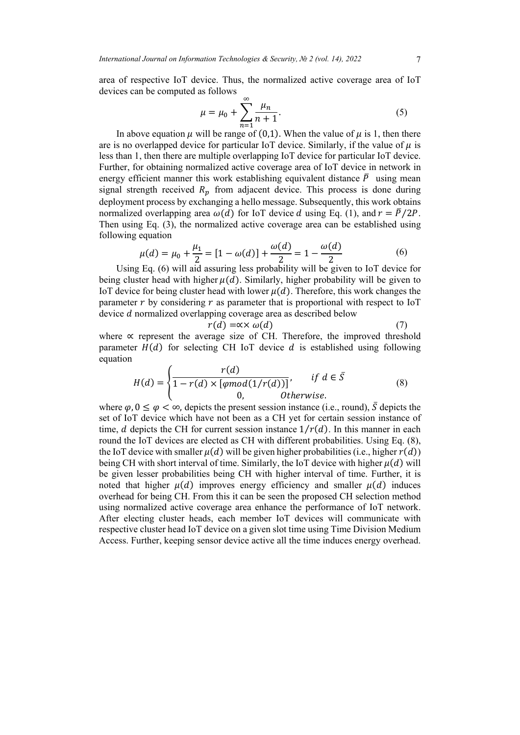area of respective IoT device. Thus, the normalized active coverage area of IoT devices can be computed as follows

$$\mu = \mu_0 + \sum_{n=1}^{\infty} \frac{\mu_n}{n+1}. \tag{5}$$

In above equation $\mu$ will be range of $(0,1)$. When the value of $\mu$ is 1, then there are is no overlapped device for particular IoT device. Similarly, if the value of $\mu$ is less than 1, then there are multiple overlapping IoT device for particular IoT device. Further, for obtaining normalized active coverage area of IoT device in network in energy efficient manner this work establishing equivalent distance $\bar{P}$ using mean signal strength received $R_p$ from adjacent device. This process is done during deployment process by exchanging a hello message. Subsequently, this work obtains normalized overlapping area $\omega(d)$ for IoT device $d$ using Eq. (1), and $r = \bar{P}/2P$. Then using Eq. (3), the normalized active coverage area can be established using following equation

$$\mu(d) = \mu_0 + \frac{\mu_1}{2} = [1 - \omega(d)] + \frac{\omega(d)}{2} = 1 - \frac{\omega(d)}{2} \tag{6}$$

Using Eq. (6) will aid assuring less probability will be given to IoT device for being cluster head with higher $\mu(d)$. Similarly, higher probability will be given to IoT device for being cluster head with lower $\mu(d)$. Therefore, this work changes the parameter $r$ by considering $r$ as parameter that is proportional with respect to IoT device $d$ normalized overlapping coverage area as described below

$$r(d) = \propto \times\, \omega(d) \tag{7}$$

where $\propto$ represent the average size of CH. Therefore, the improved threshold parameter $H(d)$ for selecting CH IoT device $d$ is established using following equation

$$H(d) = \begin{cases} \dfrac{r(d)}{1 - r(d) \times [\varphi mod(1/r(d))]}, & if\ d \in \bar{S} \\ 0, & Otherwise. \end{cases} \tag{8}$$

where $\varphi, 0 \leq \varphi < \infty$, depicts the present session instance (i.e., round), $\bar{S}$ depicts the set of IoT device which have not been as a CH yet for certain session instance of time, $d$ depicts the CH for current session instance $1/r(d)$. In this manner in each round the IoT devices are elected as CH with different probabilities. Using Eq. (8), the IoT device with smaller $\mu(d)$ will be given higher probabilities (i.e., higher $r(d)$) being CH with short interval of time. Similarly, the IoT device with higher $\mu(d)$ will be given lesser probabilities being CH with higher interval of time. Further, it is noted that higher $\mu(d)$ improves energy efficiency and smaller $\mu(d)$ induces overhead for being CH. From this it can be seen the proposed CH selection method using normalized active coverage area enhance the performance of IoT network. After electing cluster heads, each member IoT devices will communicate with respective cluster head IoT device on a given slot time using Time Division Medium Access. Further, keeping sensor device active all the time induces energy overhead.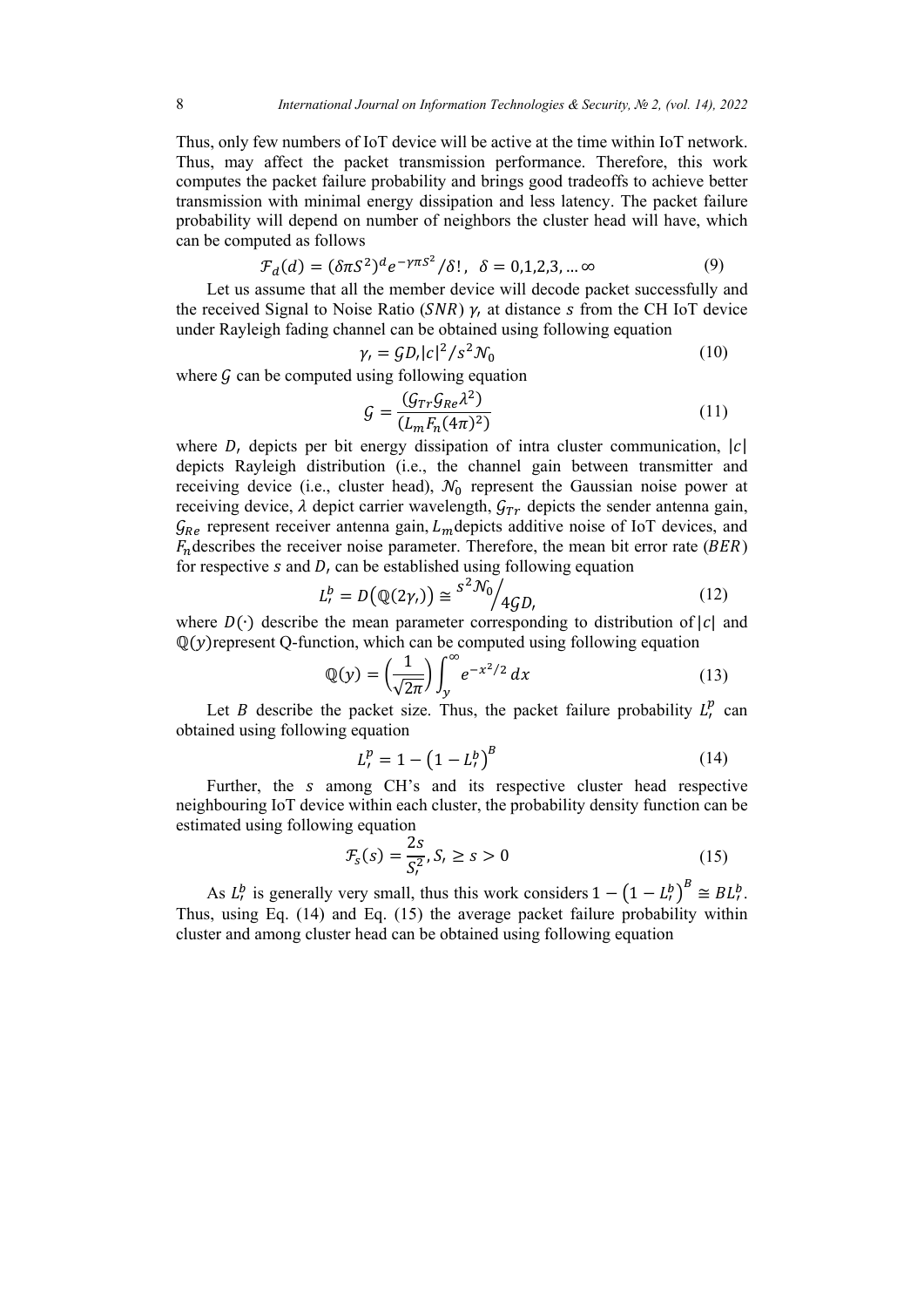Thus, only few numbers of IoT device will be active at the time within IoT network. Thus, may affect the packet transmission performance. Therefore, this work computes the packet failure probability and brings good tradeoffs to achieve better transmission with minimal energy dissipation and less latency. The packet failure probability will depend on number of neighbors the cluster head will have, which can be computed as follows

$$\mathcal{F}_d(d) = (\delta\pi S^2)^d e^{-\gamma\pi S^2}/\delta!, \ \ \delta = 0,1,2,3, \dots \infty \tag{9}$$

Let us assume that all the member device will decode packet successfully and the received Signal to Noise Ratio ($SNR$) $\gamma_{\prime}$ at distance $s$ from the CH IoT device under Rayleigh fading channel can be obtained using following equation

$$\gamma_{\prime} = \mathcal{G}D_{\prime}|c|^2/s^2\mathcal{N}_0 \tag{10}$$

where $\mathcal{G}$ can be computed using following equation

$$\mathcal{G} = \frac{(\mathcal{G}_{Tr}\mathcal{G}_{Re}\lambda^2)}{(L_m F_n (4\pi)^2)} \tag{11}$$

where $D_{\prime}$ depicts per bit energy dissipation of intra cluster communication, $|c|$ depicts Rayleigh distribution (i.e., the channel gain between transmitter and receiving device (i.e., cluster head), $\mathcal{N}_0$ represent the Gaussian noise power at receiving device, $\lambda$ depict carrier wavelength, $\mathcal{G}_{Tr}$ depicts the sender antenna gain, $\mathcal{G}_{Re}$ represent receiver antenna gain, $L_m$ depicts additive noise of IoT devices, and $F_n$ describes the receiver noise parameter. Therefore, the mean bit error rate ($BER$) for respective $s$ and $D_{\prime}$ can be established using following equation

$$L_{\prime}^{b} = D\big(\mathbb{Q}(2\gamma_{\prime})\big) \cong {s^2\mathcal{N}_0}\big/{4\mathcal{G}D_{\prime}} \tag{12}$$

where $D(\cdot)$ describe the mean parameter corresponding to distribution of $|c|$ and $\mathbb{Q}(y)$ represent Q-function, which can be computed using following equation

$$\mathbb{Q}(y) = \left(\frac{1}{\sqrt{2\pi}}\right)\int_{y}^{\infty} e^{-x^2/2}\,dx \tag{13}$$

Let $B$ describe the packet size. Thus, the packet failure probability $L_{\prime}^{p}$ can obtained using following equation

$$L_{\prime}^{p} = 1 - \left(1 - L_{\prime}^{b}\right)^{B} \tag{14}$$

Further, the $s$ among CH's and its respective cluster head respective neighbouring IoT device within each cluster, the probability density function can be estimated using following equation

$$\mathcal{F}_s(s) = \frac{2s}{S_{\prime}^2}, S_{\prime} \geq s > 0 \tag{15}$$

As $L_{\prime}^{b}$ is generally very small, thus this work considers $1 - \left(1 - L_{\prime}^{b}\right)^{B} \cong BL_{\prime}^{b}$. Thus, using Eq. (14) and Eq. (15) the average packet failure probability within cluster and among cluster head can be obtained using following equation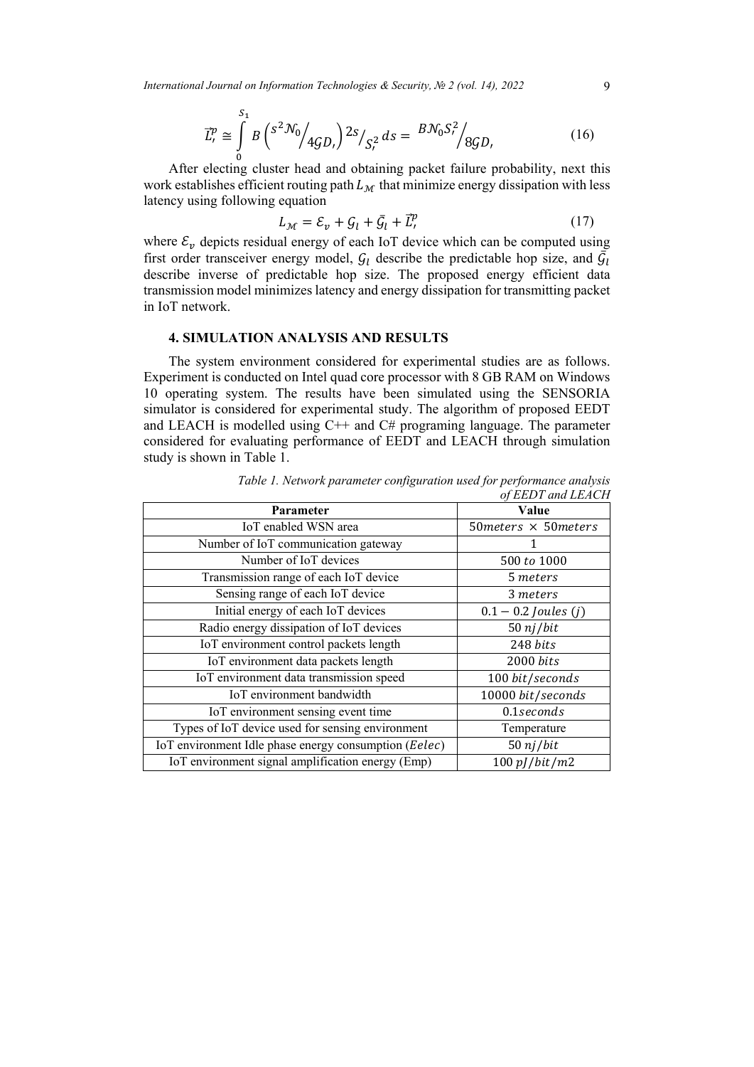$$\vec{L}_{\prime}^{p} \cong \int_{0}^{S_1} B\left(s^2 \mathcal{N}_0 / 4\mathcal{G}D_{\prime}\right) 2s / S_{\prime}^2 \, ds = B\mathcal{N}_0 S_{\prime}^2 / 8\mathcal{G}D_{\prime} \tag{16}$$

After electing cluster head and obtaining packet failure probability, next this work establishes efficient routing path $L_{\mathcal{M}}$ that minimize energy dissipation with less latency using following equation

$$L_{\mathcal{M}} = \mathcal{E}_v + \mathcal{G}_l + \bar{\mathcal{G}}_l + \vec{L}_{\prime}^{p} \tag{17}$$

where $\mathcal{E}_v$ depicts residual energy of each IoT device which can be computed using first order transceiver energy model, $\mathcal{G}_l$ describe the predictable hop size, and $\bar{\mathcal{G}}_l$ describe inverse of predictable hop size. The proposed energy efficient data transmission model minimizes latency and energy dissipation for transmitting packet in IoT network.

## 4. SIMULATION ANALYSIS AND RESULTS

The system environment considered for experimental studies are as follows. Experiment is conducted on Intel quad core processor with 8 GB RAM on Windows 10 operating system. The results have been simulated using the SENSORIA simulator is considered for experimental study. The algorithm of proposed EEDT and LEACH is modelled using C++ and C# programing language. The parameter considered for evaluating performance of EEDT and LEACH through simulation study is shown in Table 1.

*Table 1. Network parameter configuration used for performance analysis of EEDT and LEACH*

| **Parameter** | **Value** |
|---|---|
| IoT enabled WSN area | $50 meters \times 50 meters$ |
| Number of IoT communication gateway | 1 |
| Number of IoT devices | $500$ *to* $1000$ |
| Transmission range of each IoT device | $5$ *meters* |
| Sensing range of each IoT device | $3$ *meters* |
| Initial energy of each IoT devices | $0.1 - 0.2$ *Joules* $(j)$ |
| Radio energy dissipation of IoT devices | $50\ nj/bit$ |
| IoT environment control packets length | $248$ *bits* |
| IoT environment data packets length | $2000$ *bits* |
| IoT environment data transmission speed | $100\ bit/seconds$ |
| IoT environment bandwidth | $10000\ bit/seconds$ |
| IoT environment sensing event time | $0.1 seconds$ |
| Types of IoT device used for sensing environment | Temperature |
| IoT environment Idle phase energy consumption ($Eelec$) | $50\ nj/bit$ |
| IoT environment signal amplification energy (Emp) | $100\ pJ/bit/m2$ |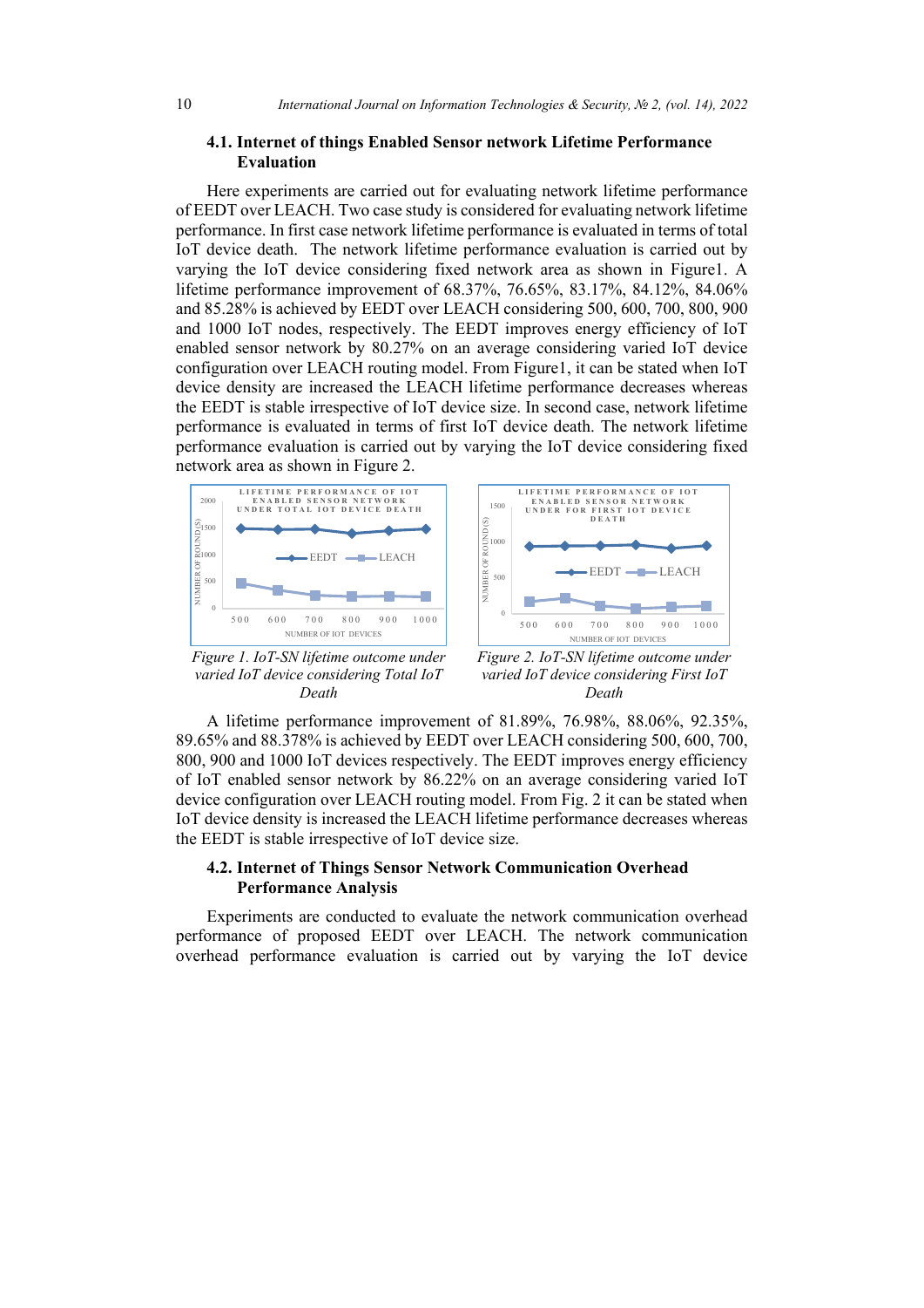### 4.1. Internet of things Enabled Sensor network Lifetime Performance Evaluation

Here experiments are carried out for evaluating network lifetime performance of EEDT over LEACH. Two case study is considered for evaluating network lifetime performance. In first case network lifetime performance is evaluated in terms of total IoT device death. The network lifetime performance evaluation is carried out by varying the IoT device considering fixed network area as shown in Figure1. A lifetime performance improvement of 68.37%, 76.65%, 83.17%, 84.12%, 84.06% and 85.28% is achieved by EEDT over LEACH considering 500, 600, 700, 800, 900 and 1000 IoT nodes, respectively. The EEDT improves energy efficiency of IoT enabled sensor network by 80.27% on an average considering varied IoT device configuration over LEACH routing model. From Figure1, it can be stated when IoT device density are increased the LEACH lifetime performance decreases whereas the EEDT is stable irrespective of IoT device size. In second case, network lifetime performance is evaluated in terms of first IoT device death. The network lifetime performance evaluation is carried out by varying the IoT device considering fixed network area as shown in Figure 2.

LIFETIME PERFORMANCE OF IOT ENABLED SENSOR NETWORK UNDER TOTAL IOT DEVICE DEATH

NUMBER OF ROUND(S)

2000
1500
1000
500
0

EEDT LEACH

500 600 700 800 900 1000

NUMBER OF IOT DEVICES

*Figure 1. IoT-SN lifetime outcome under varied IoT device considering Total IoT Death*

LIFETIME PERFORMANCE OF IOT ENABLED SENSOR NETWORK UNDER FOR FIRST IOT DEVICE DEATH

NUMBER OF ROUND(S)

1500
1000
500
0

EEDT LEACH

500 600 700 800 900 1000

NUMBER OF IOT DEVICES

*Figure 2. IoT-SN lifetime outcome under varied IoT device considering First IoT Death*

A lifetime performance improvement of 81.89%, 76.98%, 88.06%, 92.35%, 89.65% and 88.378% is achieved by EEDT over LEACH considering 500, 600, 700, 800, 900 and 1000 IoT devices respectively. The EEDT improves energy efficiency of IoT enabled sensor network by 86.22% on an average considering varied IoT device configuration over LEACH routing model. From Fig. 2 it can be stated when IoT device density is increased the LEACH lifetime performance decreases whereas the EEDT is stable irrespective of IoT device size.

### 4.2. Internet of Things Sensor Network Communication Overhead Performance Analysis

Experiments are conducted to evaluate the network communication overhead performance of proposed EEDT over LEACH. The network communication overhead performance evaluation is carried out by varying the IoT device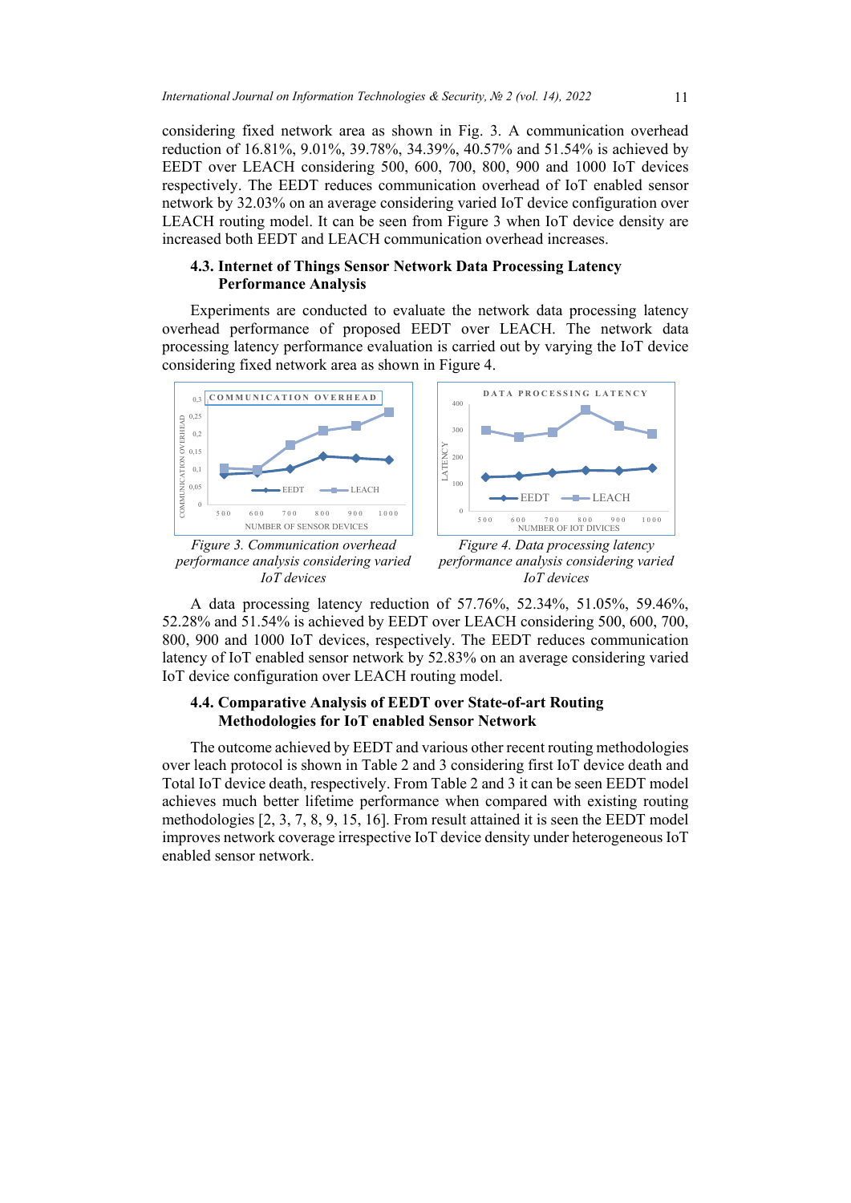considering fixed network area as shown in Fig. 3. A communication overhead reduction of 16.81%, 9.01%, 39.78%, 34.39%, 40.57% and 51.54% is achieved by EEDT over LEACH considering 500, 600, 700, 800, 900 and 1000 IoT devices respectively. The EEDT reduces communication overhead of IoT enabled sensor network by 32.03% on an average considering varied IoT device configuration over LEACH routing model. It can be seen from Figure 3 when IoT device density are increased both EEDT and LEACH communication overhead increases.

### 4.3. Internet of Things Sensor Network Data Processing Latency Performance Analysis

Experiments are conducted to evaluate the network data processing latency overhead performance of proposed EEDT over LEACH. The network data processing latency performance evaluation is carried out by varying the IoT device considering fixed network area as shown in Figure 4.

COMMUNICATION OVERHEAD
COMMUNICATION OVERHEAD
0,3
0,25
0,2
0,15
0,1
0,05
0
500 600 700 800 900 1000
NUMBER OF SENSOR DEVICES
EEDT LEACH

*Figure 3. Communication overhead performance analysis considering varied IoT devices*

DATA PROCESSING LATENCY
LATENCY
400
300
200
100
0
500 600 700 800 900 1000
NUMBER OF IOT DIVICES
EEDT LEACH

*Figure 4. Data processing latency performance analysis considering varied IoT devices*

A data processing latency reduction of 57.76%, 52.34%, 51.05%, 59.46%, 52.28% and 51.54% is achieved by EEDT over LEACH considering 500, 600, 700, 800, 900 and 1000 IoT devices, respectively. The EEDT reduces communication latency of IoT enabled sensor network by 52.83% on an average considering varied IoT device configuration over LEACH routing model.

### 4.4. Comparative Analysis of EEDT over State-of-art Routing Methodologies for IoT enabled Sensor Network

The outcome achieved by EEDT and various other recent routing methodologies over leach protocol is shown in Table 2 and 3 considering first IoT device death and Total IoT device death, respectively. From Table 2 and 3 it can be seen EEDT model achieves much better lifetime performance when compared with existing routing methodologies [2, 3, 7, 8, 9, 15, 16]. From result attained it is seen the EEDT model improves network coverage irrespective IoT device density under heterogeneous IoT enabled sensor network.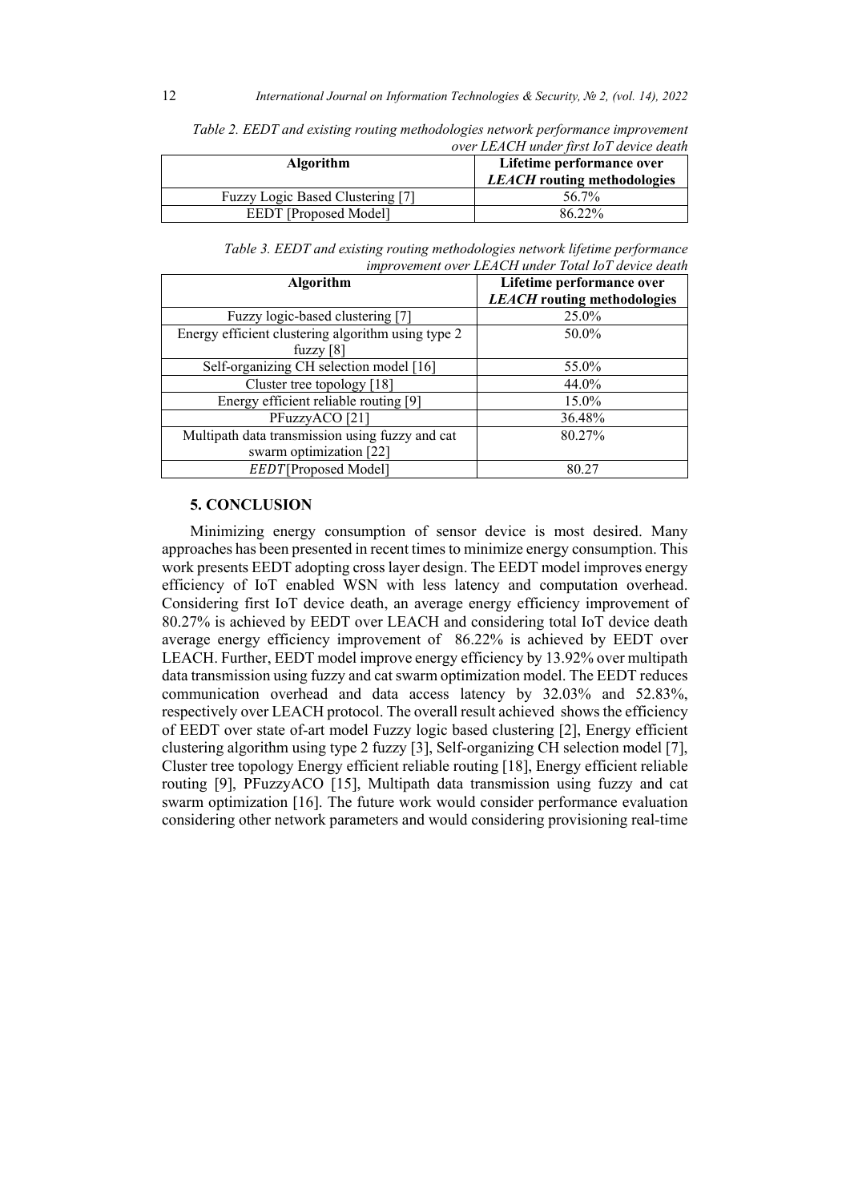*Table 2. EEDT and existing routing methodologies network performance improvement over LEACH under first IoT device death*

| Algorithm | Lifetime performance over *LEACH* routing methodologies |
|---|---|
| Fuzzy Logic Based Clustering [7] | 56.7% |
| EEDT [Proposed Model] | 86.22% |

*Table 3. EEDT and existing routing methodologies network lifetime performance improvement over LEACH under Total IoT device death*

| Algorithm | Lifetime performance over *LEACH* routing methodologies |
|---|---|
| Fuzzy logic-based clustering [7] | 25.0% |
| Energy efficient clustering algorithm using type 2 fuzzy [8] | 50.0% |
| Self-organizing CH selection model [16] | 55.0% |
| Cluster tree topology [18] | 44.0% |
| Energy efficient reliable routing [9] | 15.0% |
| PFuzzyACO [21] | 36.48% |
| Multipath data transmission using fuzzy and cat swarm optimization [22] | 80.27% |
| *EEDT*[Proposed Model] | 80.27 |

## 5. CONCLUSION

Minimizing energy consumption of sensor device is most desired. Many approaches has been presented in recent times to minimize energy consumption. This work presents EEDT adopting cross layer design. The EEDT model improves energy efficiency of IoT enabled WSN with less latency and computation overhead. Considering first IoT device death, an average energy efficiency improvement of 80.27% is achieved by EEDT over LEACH and considering total IoT device death average energy efficiency improvement of 86.22% is achieved by EEDT over LEACH. Further, EEDT model improve energy efficiency by 13.92% over multipath data transmission using fuzzy and cat swarm optimization model. The EEDT reduces communication overhead and data access latency by 32.03% and 52.83%, respectively over LEACH protocol. The overall result achieved shows the efficiency of EEDT over state of-art model Fuzzy logic based clustering [2], Energy efficient clustering algorithm using type 2 fuzzy [3], Self-organizing CH selection model [7], Cluster tree topology Energy efficient reliable routing [18], Energy efficient reliable routing [9], PFuzzyACO [15], Multipath data transmission using fuzzy and cat swarm optimization [16]. The future work would consider performance evaluation considering other network parameters and would considering provisioning real-time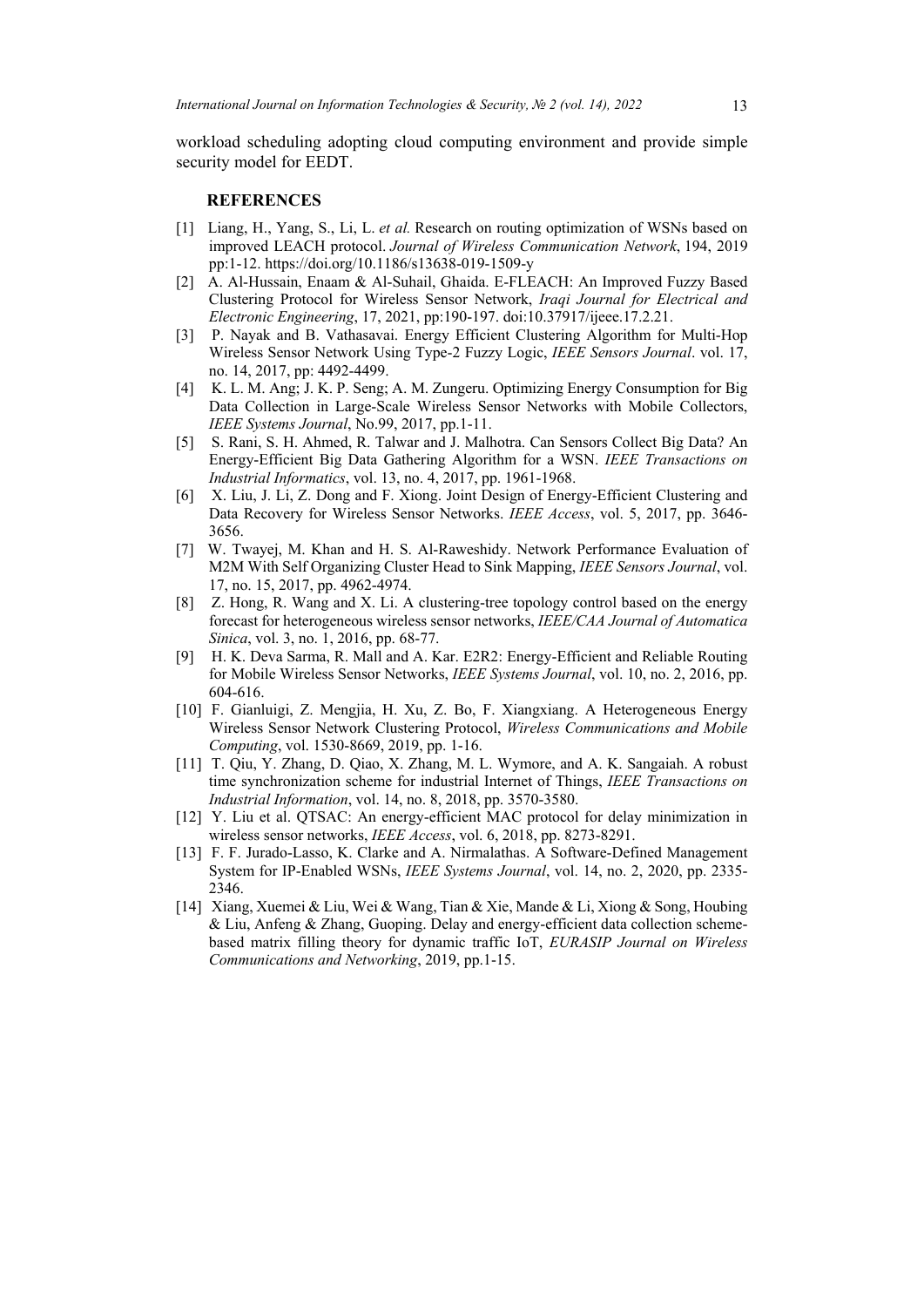workload scheduling adopting cloud computing environment and provide simple security model for EEDT.

## REFERENCES

[1] Liang, H., Yang, S., Li, L. *et al.* Research on routing optimization of WSNs based on improved LEACH protocol. *Journal of Wireless Communication Network*, 194, 2019 pp:1-12. https://doi.org/10.1186/s13638-019-1509-y

[2] A. Al-Hussain, Enaam & Al-Suhail, Ghaida. E-FLEACH: An Improved Fuzzy Based Clustering Protocol for Wireless Sensor Network, *Iraqi Journal for Electrical and Electronic Engineering*, 17, 2021, pp:190-197. doi:10.37917/ijeee.17.2.21.

[3] P. Nayak and B. Vathasavai. Energy Efficient Clustering Algorithm for Multi-Hop Wireless Sensor Network Using Type-2 Fuzzy Logic, *IEEE Sensors Journal*. vol. 17, no. 14, 2017, pp: 4492-4499.

[4] K. L. M. Ang; J. K. P. Seng; A. M. Zungeru. Optimizing Energy Consumption for Big Data Collection in Large-Scale Wireless Sensor Networks with Mobile Collectors, *IEEE Systems Journal*, No.99, 2017, pp.1-11.

[5] S. Rani, S. H. Ahmed, R. Talwar and J. Malhotra. Can Sensors Collect Big Data? An Energy-Efficient Big Data Gathering Algorithm for a WSN. *IEEE Transactions on Industrial Informatics*, vol. 13, no. 4, 2017, pp. 1961-1968.

[6] X. Liu, J. Li, Z. Dong and F. Xiong. Joint Design of Energy-Efficient Clustering and Data Recovery for Wireless Sensor Networks. *IEEE Access*, vol. 5, 2017, pp. 3646-3656.

[7] W. Twayej, M. Khan and H. S. Al-Raweshidy. Network Performance Evaluation of M2M With Self Organizing Cluster Head to Sink Mapping, *IEEE Sensors Journal*, vol. 17, no. 15, 2017, pp. 4962-4974.

[8] Z. Hong, R. Wang and X. Li. A clustering-tree topology control based on the energy forecast for heterogeneous wireless sensor networks, *IEEE/CAA Journal of Automatica Sinica*, vol. 3, no. 1, 2016, pp. 68-77.

[9] H. K. Deva Sarma, R. Mall and A. Kar. E2R2: Energy-Efficient and Reliable Routing for Mobile Wireless Sensor Networks, *IEEE Systems Journal*, vol. 10, no. 2, 2016, pp. 604-616.

[10] F. Gianluigi, Z. Mengjia, H. Xu, Z. Bo, F. Xiangxiang. A Heterogeneous Energy Wireless Sensor Network Clustering Protocol, *Wireless Communications and Mobile Computing*, vol. 1530-8669, 2019, pp. 1-16.

[11] T. Qiu, Y. Zhang, D. Qiao, X. Zhang, M. L. Wymore, and A. K. Sangaiah. A robust time synchronization scheme for industrial Internet of Things, *IEEE Transactions on Industrial Information*, vol. 14, no. 8, 2018, pp. 3570-3580.

[12] Y. Liu et al. QTSAC: An energy-efficient MAC protocol for delay minimization in wireless sensor networks, *IEEE Access*, vol. 6, 2018, pp. 8273-8291.

[13] F. F. Jurado-Lasso, K. Clarke and A. Nirmalathas. A Software-Defined Management System for IP-Enabled WSNs, *IEEE Systems Journal*, vol. 14, no. 2, 2020, pp. 2335-2346.

[14] Xiang, Xuemei & Liu, Wei & Wang, Tian & Xie, Mande & Li, Xiong & Song, Houbing & Liu, Anfeng & Zhang, Guoping. Delay and energy-efficient data collection scheme-based matrix filling theory for dynamic traffic IoT, *EURASIP Journal on Wireless Communications and Networking*, 2019, pp.1-15.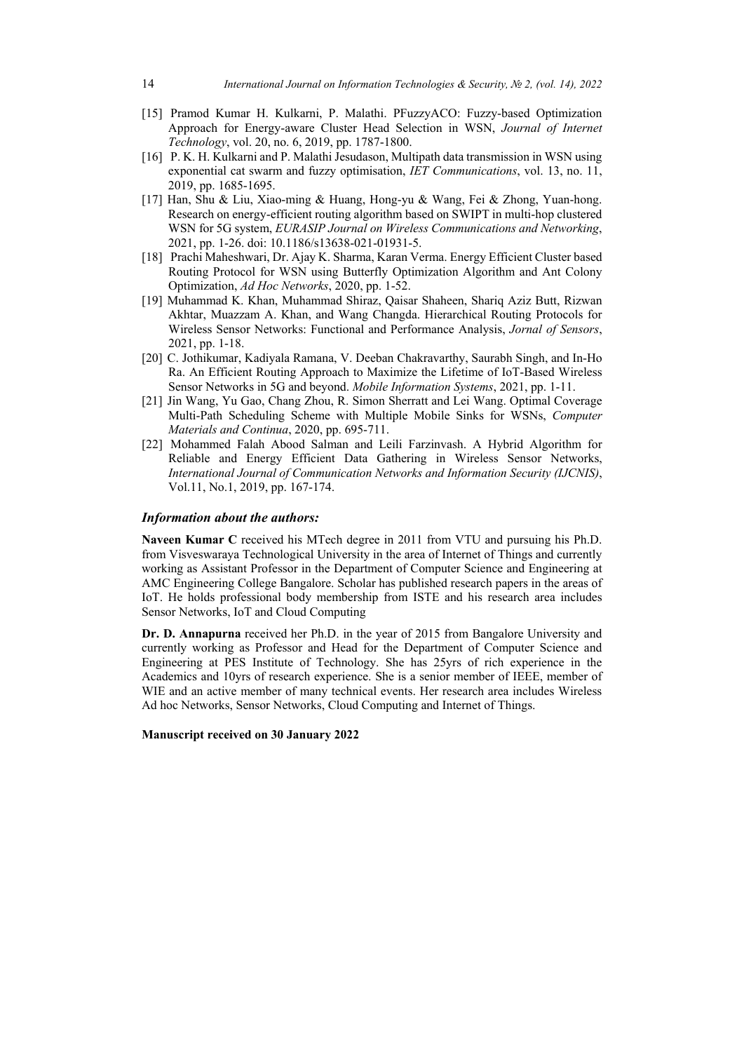[15] Pramod Kumar H. Kulkarni, P. Malathi. PFuzzyACO: Fuzzy-based Optimization Approach for Energy-aware Cluster Head Selection in WSN, *Journal of Internet Technology*, vol. 20, no. 6, 2019, pp. 1787-1800.

[16] P. K. H. Kulkarni and P. Malathi Jesudason, Multipath data transmission in WSN using exponential cat swarm and fuzzy optimisation, *IET Communications*, vol. 13, no. 11, 2019, pp. 1685-1695.

[17] Han, Shu & Liu, Xiao-ming & Huang, Hong-yu & Wang, Fei & Zhong, Yuan-hong. Research on energy-efficient routing algorithm based on SWIPT in multi-hop clustered WSN for 5G system, *EURASIP Journal on Wireless Communications and Networking*, 2021, pp. 1-26. doi: 10.1186/s13638-021-01931-5.

[18] Prachi Maheshwari, Dr. Ajay K. Sharma, Karan Verma. Energy Efficient Cluster based Routing Protocol for WSN using Butterfly Optimization Algorithm and Ant Colony Optimization, *Ad Hoc Networks*, 2020, pp. 1-52.

[19] Muhammad K. Khan, Muhammad Shiraz, Qaisar Shaheen, Shariq Aziz Butt, Rizwan Akhtar, Muazzam A. Khan, and Wang Changda. Hierarchical Routing Protocols for Wireless Sensor Networks: Functional and Performance Analysis, *Jornal of Sensors*, 2021, pp. 1-18.

[20] C. Jothikumar, Kadiyala Ramana, V. Deeban Chakravarthy, Saurabh Singh, and In-Ho Ra. An Efficient Routing Approach to Maximize the Lifetime of IoT-Based Wireless Sensor Networks in 5G and beyond. *Mobile Information Systems*, 2021, pp. 1-11.

[21] Jin Wang, Yu Gao, Chang Zhou, R. Simon Sherratt and Lei Wang. Optimal Coverage Multi-Path Scheduling Scheme with Multiple Mobile Sinks for WSNs, *Computer Materials and Continua*, 2020, pp. 695-711.

[22] Mohammed Falah Abood Salman and Leili Farzinvash. A Hybrid Algorithm for Reliable and Energy Efficient Data Gathering in Wireless Sensor Networks, *International Journal of Communication Networks and Information Security (IJCNIS)*, Vol.11, No.1, 2019, pp. 167-174.

### *Information about the authors:*

**Naveen Kumar C** received his MTech degree in 2011 from VTU and pursuing his Ph.D. from Visveswaraya Technological University in the area of Internet of Things and currently working as Assistant Professor in the Department of Computer Science and Engineering at AMC Engineering College Bangalore. Scholar has published research papers in the areas of IoT. He holds professional body membership from ISTE and his research area includes Sensor Networks, IoT and Cloud Computing

**Dr. D. Annapurna** received her Ph.D. in the year of 2015 from Bangalore University and currently working as Professor and Head for the Department of Computer Science and Engineering at PES Institute of Technology. She has 25yrs of rich experience in the Academics and 10yrs of research experience. She is a senior member of IEEE, member of WIE and an active member of many technical events. Her research area includes Wireless Ad hoc Networks, Sensor Networks, Cloud Computing and Internet of Things.

**Manuscript received on 30 January 2022**